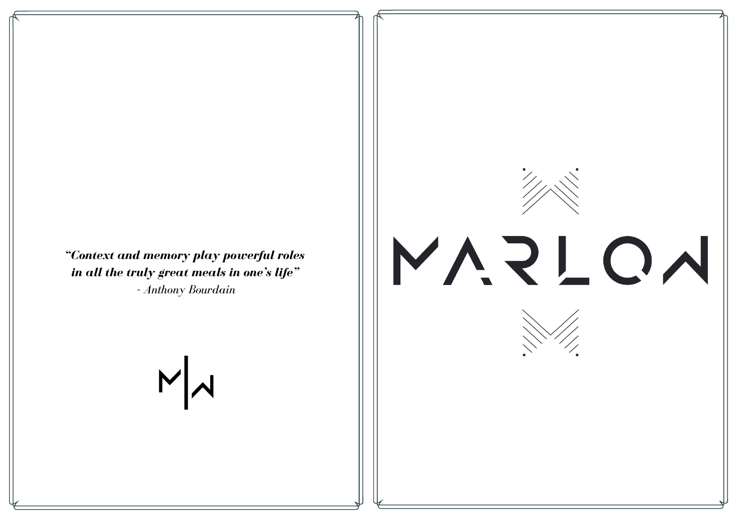***"Context and memory play powerful roles in all the truly great meals in one's life"***

*- Anthony Bourdain*

# MARLOW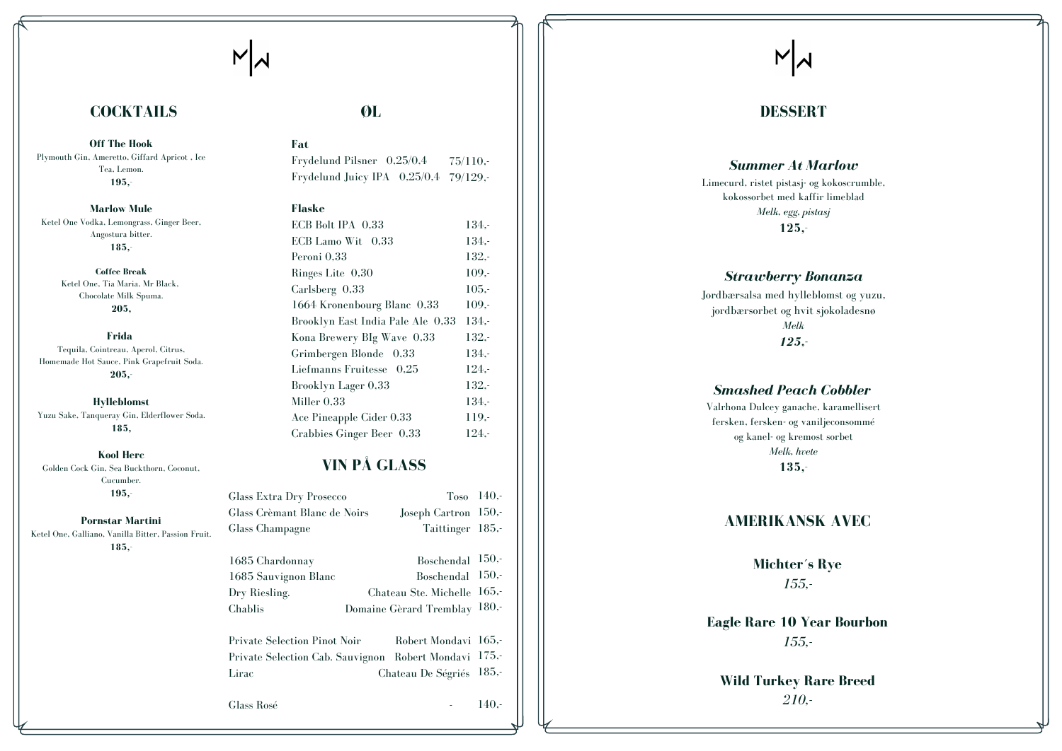## COCKTAILS

**Off The Hook**
Plymouth Gin, Ameretto, Giffard Apricot , Ice Tea, Lemon.
**195,-**

**Marlow Mule**
Ketel One Vodka, Lemongrass, Ginger Beer, Angostura bitter.
**185,-**

**Coffee Break**
Ketel One, Tia Maria, Mr Black, Chocolate Milk Spuma.
**205,**

**Frida**
Tequila, Cointreau, Aperol, Citrus, Homemade Hot Sauce, Pink Grapefruit Soda.
**205,-**

**Hylleblomst**
Yuzu Sake, Tanqueray Gin, Elderflower Soda.
**185,**

**Kool Herc**
Golden Cock Gin, Sea Buckthorn, Coconut, Cucumber.
**195,-**

**Pornstar Martini**
Ketel One, Galliano, Vanilla Bitter, Passion Fruit.
**185,-**

## ØL

**Fat**

| | |
|---|---|
| Frydelund Pilsner 0.25/0.4 | 75/110,- |
| Frydelund Juicy IPA 0.25/0.4 | 79/129,- |

**Flaske**

| | |
|---|---|
| ECB Bolt IPA 0.33 | 134,- |
| ECB Lamo Wit 0.33 | 134,- |
| Peroni 0.33 | 132,- |
| Ringes Lite 0.30 | 109,- |
| Carlsberg 0.33 | 105,- |
| 1664 Kronenbourg Blanc 0.33 | 109,- |
| Brooklyn East India Pale Ale 0.33 | 134,- |
| Kona Brewery BIg Wave 0.33 | 132,- |
| Grimbergen Blonde 0.33 | 134,- |
| Liefmanns Fruitesse 0.25 | 124,- |
| Brooklyn Lager 0.33 | 132,- |
| Miller 0.33 | 134,- |
| Ace Pineapple Cider 0.33 | 119,- |
| Crabbies Ginger Beer 0.33 | 124,- |

## VIN PÅ GLASS

| | | |
|---|---|---|
| Glass Extra Dry Prosecco | Toso | 140,- |
| Glass Crèmant Blanc de Noirs | Joseph Cartron | 150,- |
| Glass Champagne | Taittinger | 185,- |
| 1685 Chardonnay | Boschendal | 150,- |
| 1685 Sauvignon Blanc | Boschendal | 150,- |
| Dry Riesling. | Chateau Ste. Michelle | 165,- |
| Chablis | Domaine Gèrard Tremblay | 180,- |
| Private Selection Pinot Noir | Robert Mondavi | 165,- |
| Private Selection Cab. Sauvignon | Robert Mondavi | 175,- |
| Lirac | Chateau De Ségriés | 185,- |
| Glass Rosé | - | 140,- |

## DESSERT

***Summer At Marlow***
Limecurd, ristet pistasj- og kokoscrumble, kokossorbet med kaffir limeblad
*Melk, egg, pistasj*
**125,-**

***Strawberry Bonanza***
Jordbærsalsa med hylleblomst og yuzu, jordbærsorbet og hvit sjokoladesnø
*Melk*
***125,-***

***Smashed Peach Cobbler***
Valrhona Dulcey ganache, karamellisert fersken, fersken- og vaniljeconsommé og kanel- og kremost sorbet
*Melk, hvete*
**135,-**

## AMERIKANSK AVEC

**Michter´s Rye**
*155,-*

**Eagle Rare 10 Year Bourbon**
*155,-*

**Wild Turkey Rare Breed**
*210,-*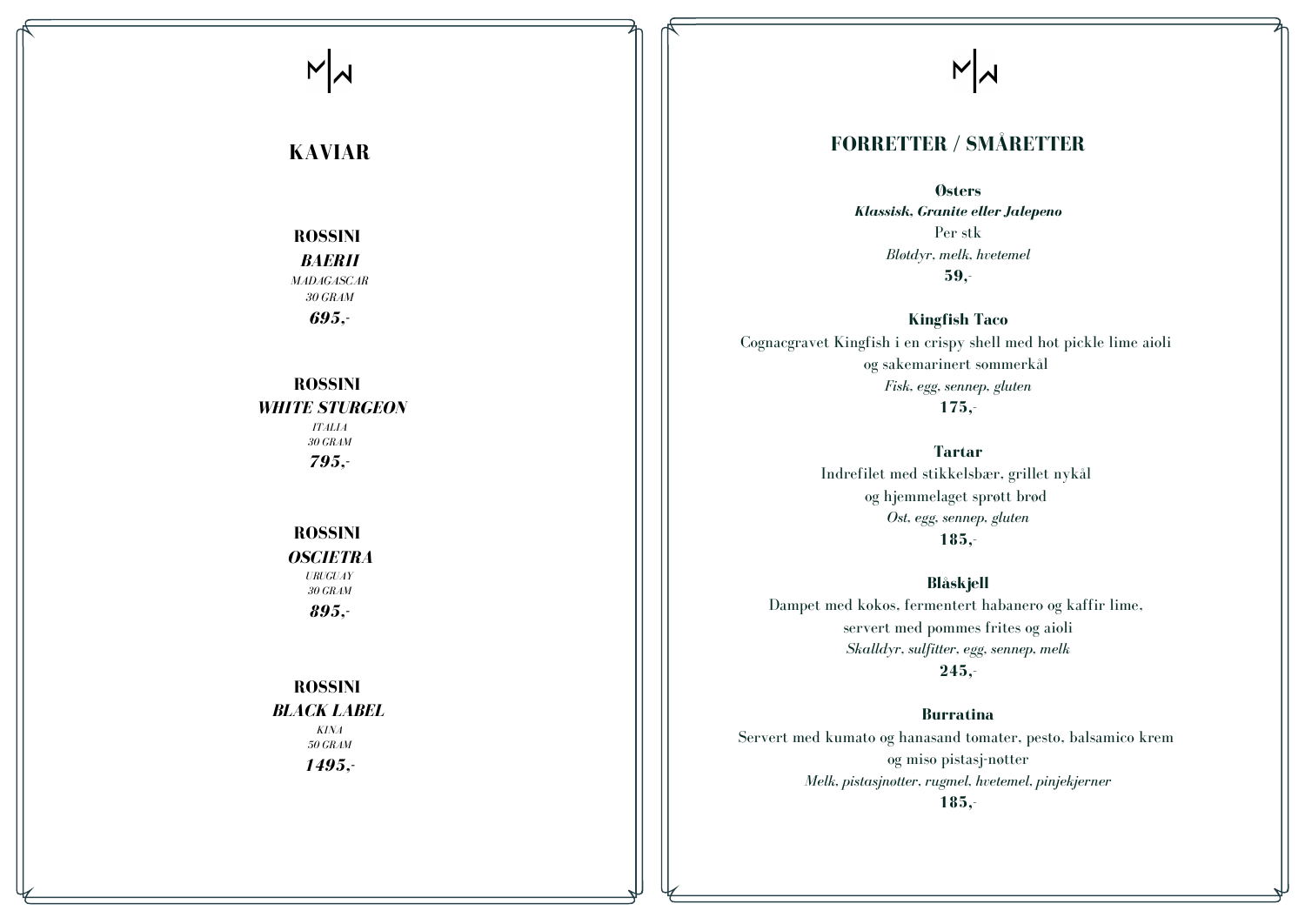# KAVIAR

**ROSSINI**
***BAERII***
*MADAGASCAR*
*30 GRAM*
***695,-***

**ROSSINI**
***WHITE STURGEON***
*ITALIA*
*30 GRAM*
***795,-***

**ROSSINI**
***OSCIETRA***
*URUGUAY*
*30 GRAM*
***895,-***

**ROSSINI**
***BLACK LABEL***
*KINA*
*50 GRAM*
***1495,-***

# FORRETTER / SMÅRETTER

**Østers**
***Klassisk, Granite eller Jalepeno***
Per stk
*Bløtdyr, melk, hvetemel*
**59,-**

**Kingfish Taco**
Cognacgravet Kingfish i en crispy shell med hot pickle lime aioli og sakemarinert sommerkål
*Fisk, egg, sennep, gluten*
**175,-**

**Tartar**
Indrefilet med stikkelsbær, grillet nykål og hjemmelaget sprøtt brød
*Ost, egg, sennep, gluten*
**185,-**

**Blåskjell**
Dampet med kokos, fermentert habanero og kaffir lime, servert med pommes frites og aioli
*Skalldyr, sulfitter, egg, sennep, melk*
**245,-**

**Burratina**
Servert med kumato og hanasand tomater, pesto, balsamico krem og miso pistasj-nøtter
*Melk, pistasjnøtter, rugmel, hvetemel, pinjekjerner*
**185,-**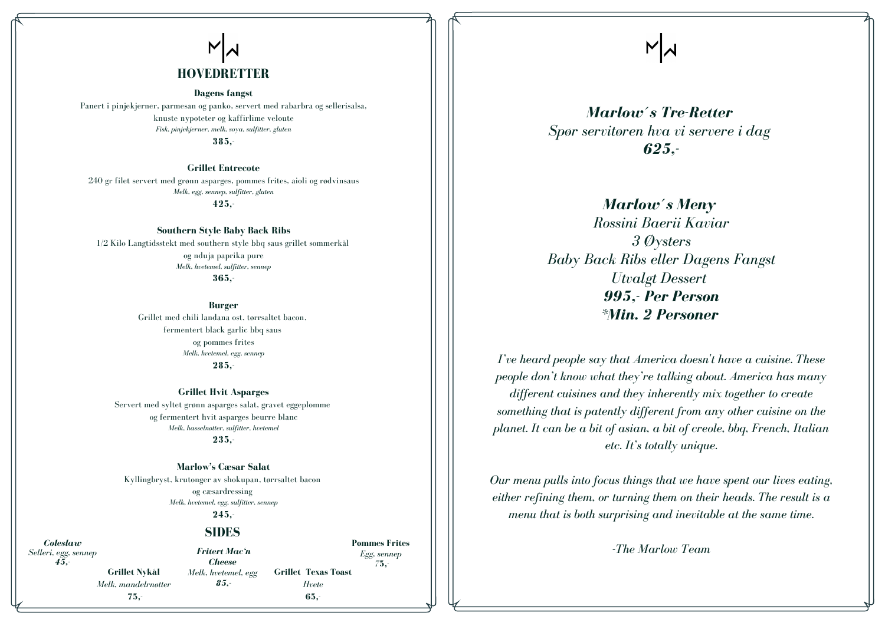M|W

## HOVEDRETTER

**Dagens fangst**

Panert i pinjekjerner, parmesan og panko, servert med rabarbra og sellerisalsa, knuste nypoteter og kaffirlime veloute

*Fisk, pinjekjerner, melk, soya, sulfitter, gluten*

**385,-**

**Grillet Entrecote**

240 gr filet servert med grønn asparges, pommes frites, aioli og rødvinsaus

*Melk, egg, sennep, sulfitter, gluten*

**425,-**

**Southern Style Baby Back Ribs**

1/2 Kilo Langtidsstekt med southern style bbq saus grillet sommerkål og nduja paprika pure

*Melk, hvetemel, sulfitter, sennep*

**365,-**

**Burger**

Grillet med chili landana ost, tørrsaltet bacon, fermentert black garlic bbq saus og pommes frites

*Melk, hvetemel, egg, sennep*

**285,-**

**Grillet Hvit Asparges**

Servert med syltet grønn asparges salat, gravet eggeplomme og fermentert hvit asparges beurre blanc

*Melk, hasselnøtter, sulfitter, hvetemel*

**235,-**

**Marlow's Cæsar Salat**

Kyllingbryst, krutonger av shokupan, tørrsaltet bacon og cæsardressing

*Melk, hvetemel, egg, sulfitter, sennep*

**245,-**

## SIDES

***Coleslaw***
*Selleri, egg, sennep*
***45,-***

**Grillet Nykål**
*Melk, mandelnøtter*
**75,-**

***Fritert Mac'n Cheese***
*Melk, hvetemel, egg*
***85,-***

**Grillet Texas Toast**
*Hvete*
**65,-**

**Pommes Frites**
*Egg, sennep*
***75,-***

M|W

***Marlow´s Tre-Retter***

*Spør servitøren hva vi servere i dag*

***625,-***

***Marlow´s Meny***

*Rossini Baerii Kaviar*

*3 Øysters*

*Baby Back Ribs eller Dagens Fangst*

*Utvalgt Dessert*

***995,- Per Person***

***\*Min. 2 Personer***

*I've heard people say that America doesn't have a cuisine. These people don't know what they're talking about. America has many different cuisines and they inherently mix together to create something that is patently different from any other cuisine on the planet. It can be a bit of asian, a bit of creole, bbq, French, Italian etc. It's totally unique.*

*Our menu pulls into focus things that we have spent our lives eating, either refining them, or turning them on their heads. The result is a menu that is both surprising and inevitable at the same time.*

*-The Marlow Team*